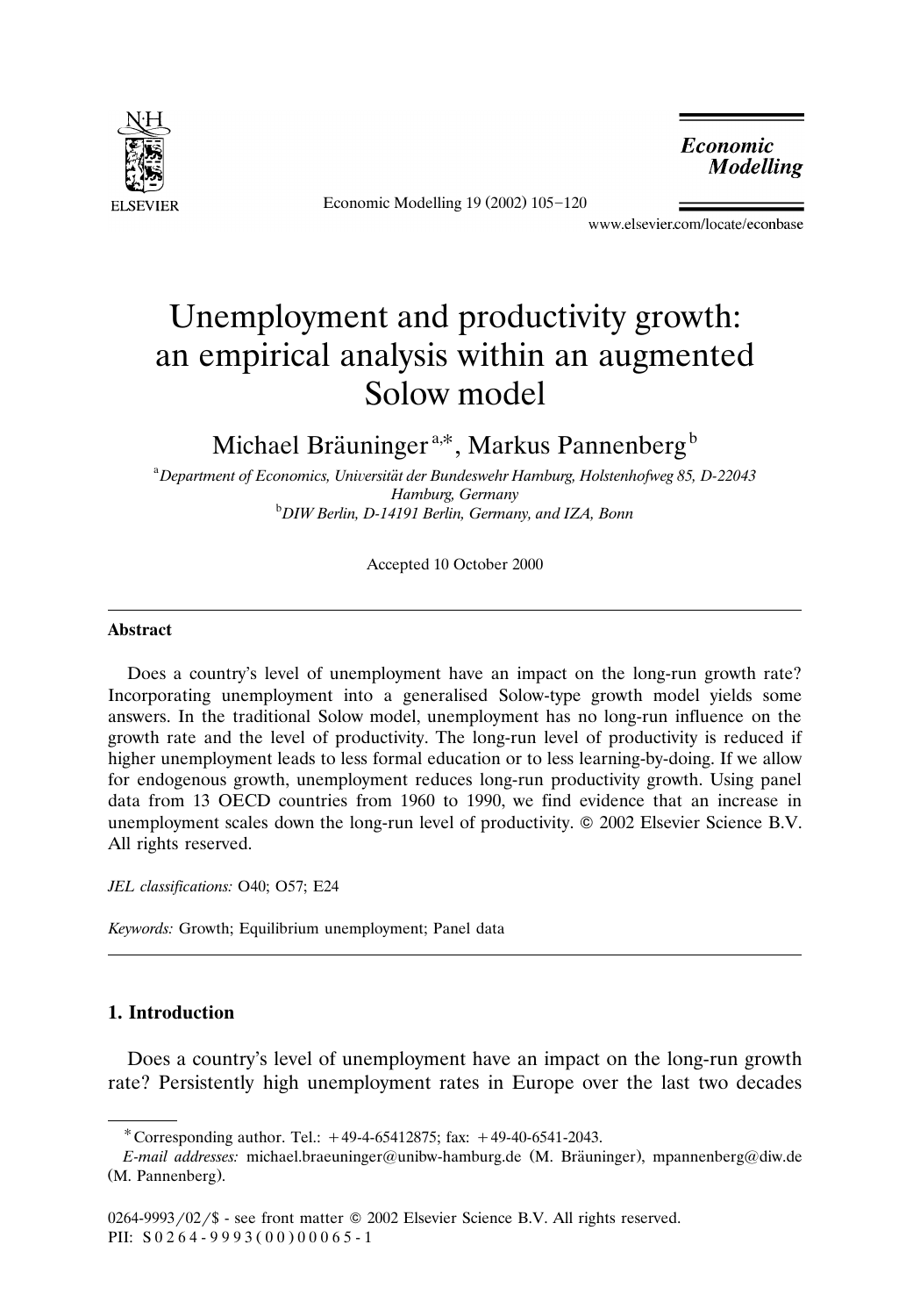# Unemployment and productivity growth: an empirical analysis within an augmented Solow model

Michael Bräuninger[a,*], Markus Pannenberg[b]

[a]Department of Economics, Universität der Bundeswehr Hamburg, Holstenhofweg 85, D-22043 Hamburg, Germany

[b]DIW Berlin, D-14191 Berlin, Germany, and IZA, Bonn

Accepted 10 October 2000

## Abstract

Does a country's level of unemployment have an impact on the long-run growth rate? Incorporating unemployment into a generalised Solow-type growth model yields some answers. In the traditional Solow model, unemployment has no long-run influence on the growth rate and the level of productivity. The long-run level of productivity is reduced if higher unemployment leads to less formal education or to less learning-by-doing. If we allow for endogenous growth, unemployment reduces long-run productivity growth. Using panel data from 13 OECD countries from 1960 to 1990, we find evidence that an increase in unemployment scales down the long-run level of productivity. © 2002 Elsevier Science B.V. All rights reserved.

*JEL classifications:* O40; O57; E24

*Keywords:* Growth; Equilibrium unemployment; Panel data

## 1. Introduction

Does a country's level of unemployment have an impact on the long-run growth rate? Persistently high unemployment rates in Europe over the last two decades

---

* Corresponding author. Tel.: +49-4-65412875; fax: +49-40-6541-2043.

*E-mail addresses:* michael.braeuninger@unibw-hamburg.de (M. Bräuninger), mpannenberg@diw.de (M. Pannenberg).

0264-9993/02/$ - see front matter © 2002 Elsevier Science B.V. All rights reserved.
PII: S0264-9993(00)00065-1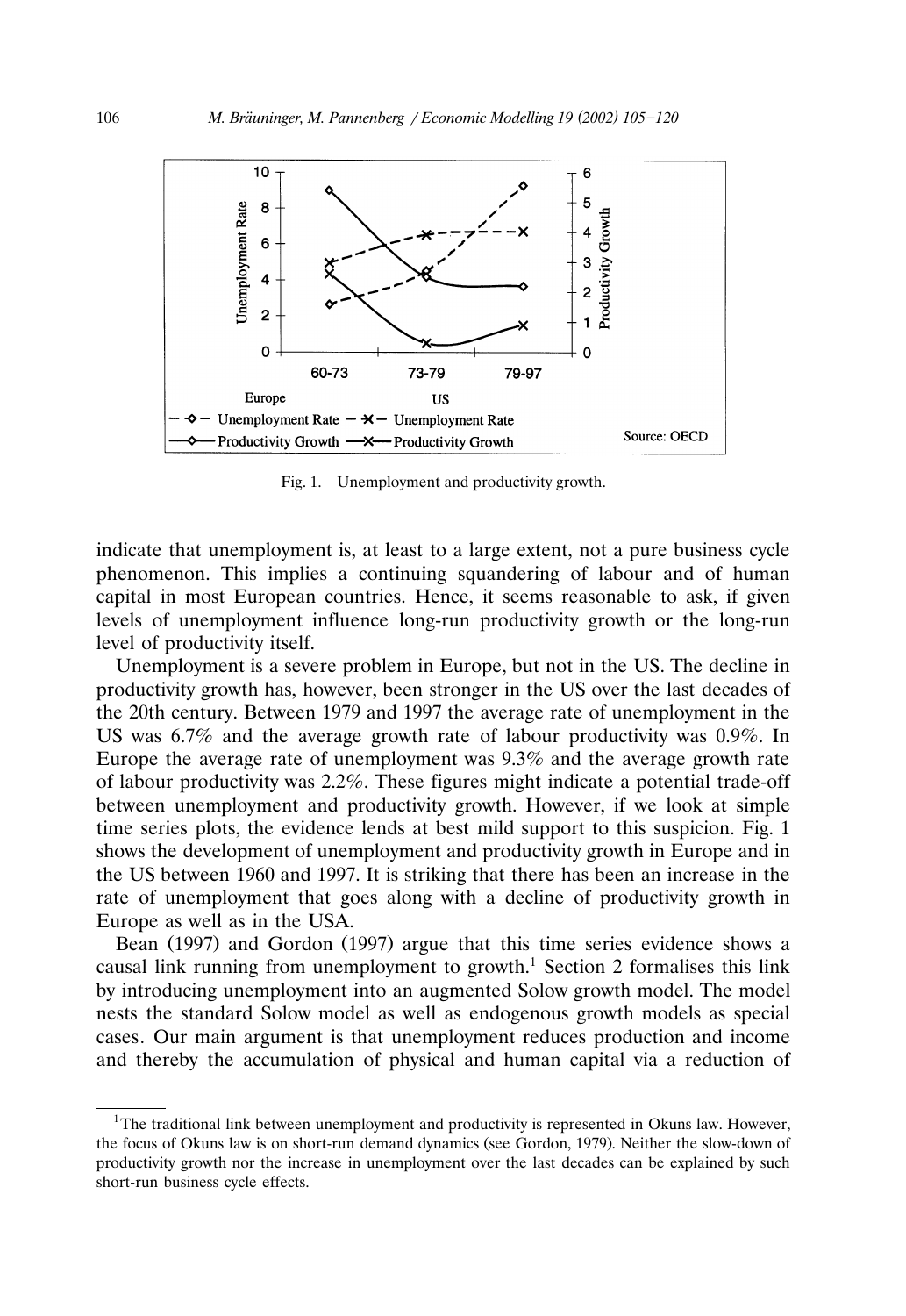Fig. 1. Unemployment and productivity growth.

indicate that unemployment is, at least to a large extent, not a pure business cycle phenomenon. This implies a continuing squandering of labour and of human capital in most European countries. Hence, it seems reasonable to ask, if given levels of unemployment influence long-run productivity growth or the long-run level of productivity itself.

Unemployment is a severe problem in Europe, but not in the US. The decline in productivity growth has, however, been stronger in the US over the last decades of the 20th century. Between 1979 and 1997 the average rate of unemployment in the US was 6.7% and the average growth rate of labour productivity was 0.9%. In Europe the average rate of unemployment was 9.3% and the average growth rate of labour productivity was 2.2%. These figures might indicate a potential trade-off between unemployment and productivity growth. However, if we look at simple time series plots, the evidence lends at best mild support to this suspicion. Fig. 1 shows the development of unemployment and productivity growth in Europe and in the US between 1960 and 1997. It is striking that there has been an increase in the rate of unemployment that goes along with a decline of productivity growth in Europe as well as in the USA.

Bean (1997) and Gordon (1997) argue that this time series evidence shows a causal link running from unemployment to growth.[1] Section 2 formalises this link by introducing unemployment into an augmented Solow growth model. The model nests the standard Solow model as well as endogenous growth models as special cases. Our main argument is that unemployment reduces production and income and thereby the accumulation of physical and human capital via a reduction of

[1] The traditional link between unemployment and productivity is represented in Okuns law. However, the focus of Okuns law is on short-run demand dynamics (see Gordon, 1979). Neither the slow-down of productivity growth nor the increase in unemployment over the last decades can be explained by such short-run business cycle effects.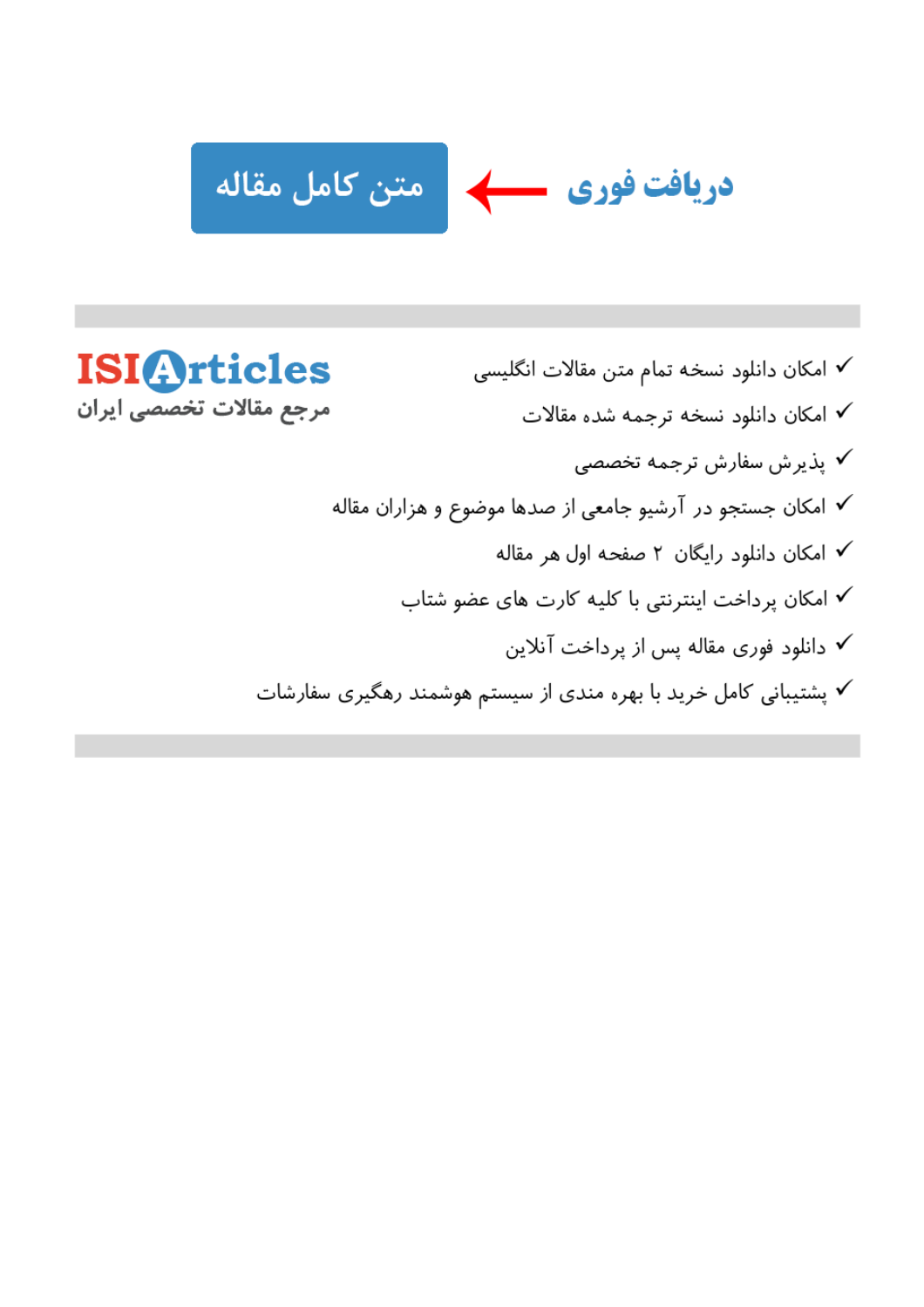دریافت فوری ← **متن کامل مقاله**

**ISIArticles**
مرجع مقالات تخصصی ایران

- ✓ امکان دانلود نسخه تمام متن مقالات انگلیسی
- ✓ امکان دانلود نسخه ترجمه شده مقالات
- ✓ پذیرش سفارش ترجمه تخصصی
- ✓ امکان جستجو در آرشیو جامعی از صدها موضوع و هزاران مقاله
- ✓ امکان دانلود رایگان ۲ صفحه اول هر مقاله
- ✓ امکان پرداخت اینترنتی با کلیه کارت های عضو شتاب
- ✓ دانلود فوری مقاله پس از پرداخت آنلاین
- ✓ پشتیبانی کامل خرید با بهره مندی از سیستم هوشمند رهگیری سفارشات